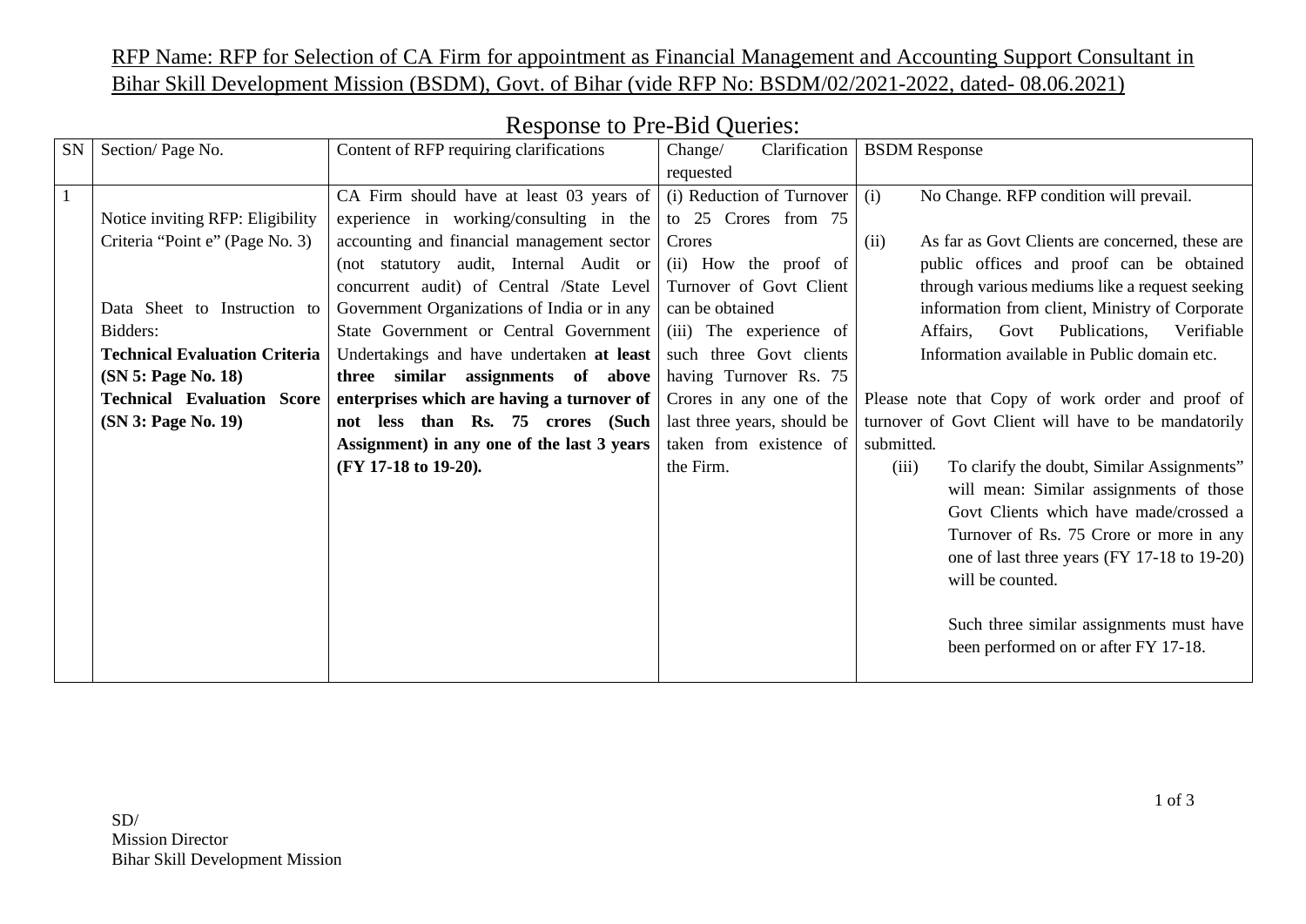RFP Name: RFP for Selection of CA Firm for appointment as Financial Management and Accounting Support Consultant in Bihar Skill Development Mission (BSDM), Govt. of Bihar (vide RFP No: BSDM/02/2021-2022, dated- 08.06.2021)

## Response to Pre-Bid Queries:

| SN | Section/ Page No. | Content of RFP requiring clarifications | Change/ Clarification requested | BSDM Response |
|---|---|---|---|---|
| 1 | Notice inviting RFP: Eligibility Criteria "Point e" (Page No. 3)<br><br>Data Sheet to Instruction to Bidders:<br>**Technical Evaluation Criteria (SN 5: Page No. 18)**<br>**Technical Evaluation Score (SN 3: Page No. 19)** | CA Firm should have at least 03 years of experience in working/consulting in the accounting and financial management sector (not statutory audit, Internal Audit or concurrent audit) of Central /State Level Government Organizations of India or in any State Government or Central Government Undertakings and have undertaken **at least three similar assignments of above enterprises which are having a turnover of not less than Rs. 75 crores (Such Assignment) in any one of the last 3 years (FY 17-18 to 19-20).** | (i) Reduction of Turnover to 25 Crores from 75 Crores<br>(ii) How the proof of Turnover of Govt Client can be obtained<br>(iii) The experience of such three Govt clients having Turnover Rs. 75 Crores in any one of the last three years, should be taken from existence of the Firm. | (i) No Change. RFP condition will prevail.<br><br>(ii) As far as Govt Clients are concerned, these are public offices and proof can be obtained through various mediums like a request seeking information from client, Ministry of Corporate Affairs, Govt Publications, Verifiable Information available in Public domain etc.<br><br>Please note that Copy of work order and proof of turnover of Govt Client will have to be mandatorily submitted.<br><br>(iii) To clarify the doubt, Similar Assignments" will mean: Similar assignments of those Govt Clients which have made/crossed a Turnover of Rs. 75 Crore or more in any one of last three years (FY 17-18 to 19-20) will be counted.<br><br>Such three similar assignments must have been performed on or after FY 17-18. |

SD/
Mission Director
Bihar Skill Development Mission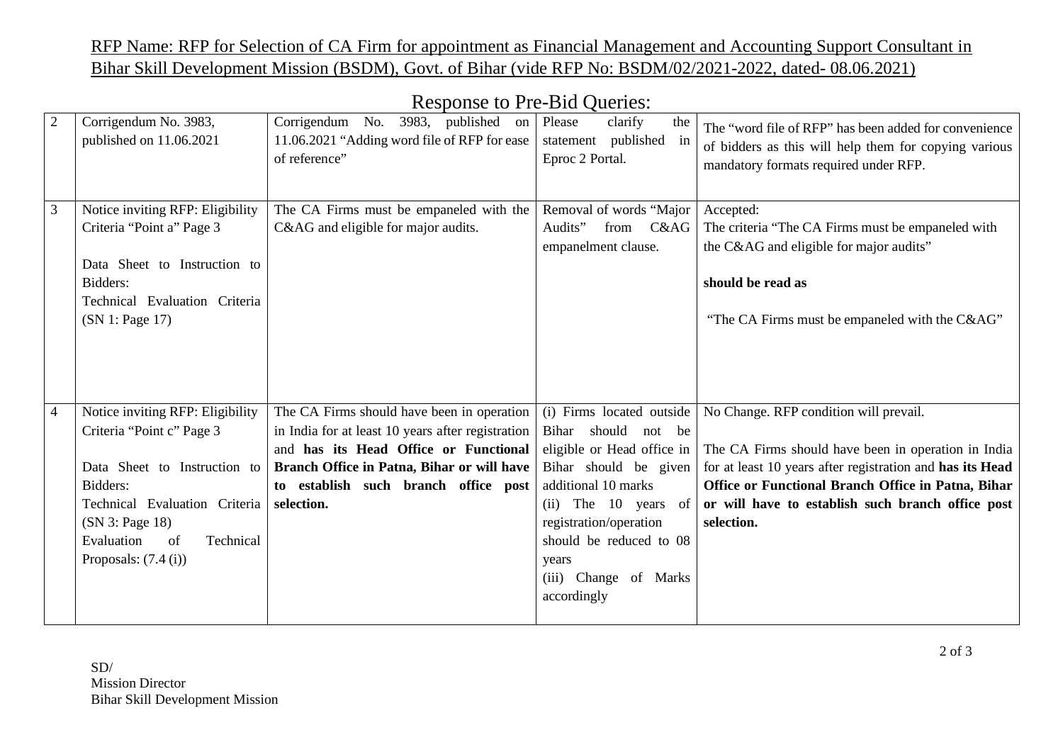RFP Name: RFP for Selection of CA Firm for appointment as Financial Management and Accounting Support Consultant in Bihar Skill Development Mission (BSDM), Govt. of Bihar (vide RFP No: BSDM/02/2021-2022, dated- 08.06.2021)

## Response to Pre-Bid Queries:

| | | | | |
|---|---|---|---|---|
| 2 | Corrigendum No. 3983, published on 11.06.2021 | Corrigendum No. 3983, published on 11.06.2021 "Adding word file of RFP for ease of reference" | Please clarify the statement published in Eproc 2 Portal. | The "word file of RFP" has been added for convenience of bidders as this will help them for copying various mandatory formats required under RFP. |
| 3 | Notice inviting RFP: Eligibility Criteria "Point a" Page 3<br><br>Data Sheet to Instruction to Bidders:<br>Technical Evaluation Criteria (SN 1: Page 17) | The CA Firms must be empaneled with the C&AG and eligible for major audits. | Removal of words "Major Audits" from C&AG empanelment clause. | Accepted:<br>The criteria "The CA Firms must be empaneled with the C&AG and eligible for major audits"<br><br>**should be read as**<br><br>"The CA Firms must be empaneled with the C&AG" |
| 4 | Notice inviting RFP: Eligibility Criteria "Point c" Page 3<br><br>Data Sheet to Instruction to Bidders:<br>Technical Evaluation Criteria (SN 3: Page 18)<br>Evaluation of Technical Proposals: (7.4 (i)) | The CA Firms should have been in operation in India for at least 10 years after registration and **has its Head Office or Functional Branch Office in Patna, Bihar or will have to establish such branch office post selection.** | (i) Firms located outside Bihar should not be eligible or Head office in Bihar should be given additional 10 marks<br>(ii) The 10 years of registration/operation should be reduced to 08 years<br>(iii) Change of Marks accordingly | No Change. RFP condition will prevail.<br><br>The CA Firms should have been in operation in India for at least 10 years after registration and **has its Head Office or Functional Branch Office in Patna, Bihar or will have to establish such branch office post selection.** |

SD/
Mission Director
Bihar Skill Development Mission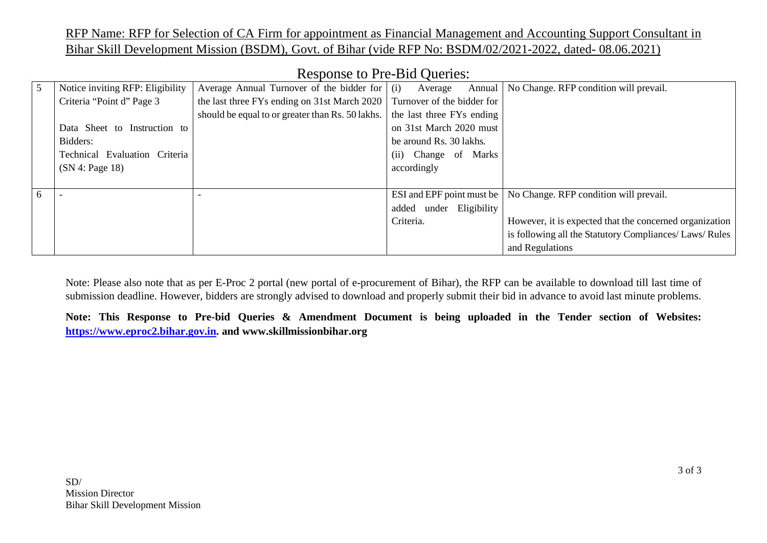RFP Name: RFP for Selection of CA Firm for appointment as Financial Management and Accounting Support Consultant in Bihar Skill Development Mission (BSDM), Govt. of Bihar (vide RFP No: BSDM/02/2021-2022, dated- 08.06.2021)

## Response to Pre-Bid Queries:

| | | | | |
|---|---|---|---|---|
| 5 | Notice inviting RFP: Eligibility Criteria "Point d" Page 3<br><br>Data Sheet to Instruction to Bidders:<br>Technical Evaluation Criteria (SN 4: Page 18) | Average Annual Turnover of the bidder for the last three FYs ending on 31st March 2020 should be equal to or greater than Rs. 50 lakhs. | (i) Average Annual Turnover of the bidder for the last three FYs ending on 31st March 2020 must be around Rs. 30 lakhs.<br>(ii) Change of Marks accordingly | No Change. RFP condition will prevail. |
| 6 | - | - | ESI and EPF point must be added under Eligibility Criteria. | No Change. RFP condition will prevail.<br><br>However, it is expected that the concerned organization is following all the Statutory Compliances/ Laws/ Rules and Regulations |

Note: Please also note that as per E-Proc 2 portal (new portal of e-procurement of Bihar), the RFP can be available to download till last time of submission deadline. However, bidders are strongly advised to download and properly submit their bid in advance to avoid last minute problems.

**Note: This Response to Pre-bid Queries & Amendment Document is being uploaded in the Tender section of Websites: [https://www.eproc2.bihar.gov.in](https://www.eproc2.bihar.gov.in). and www.skillmissionbihar.org**

SD/
Mission Director
Bihar Skill Development Mission